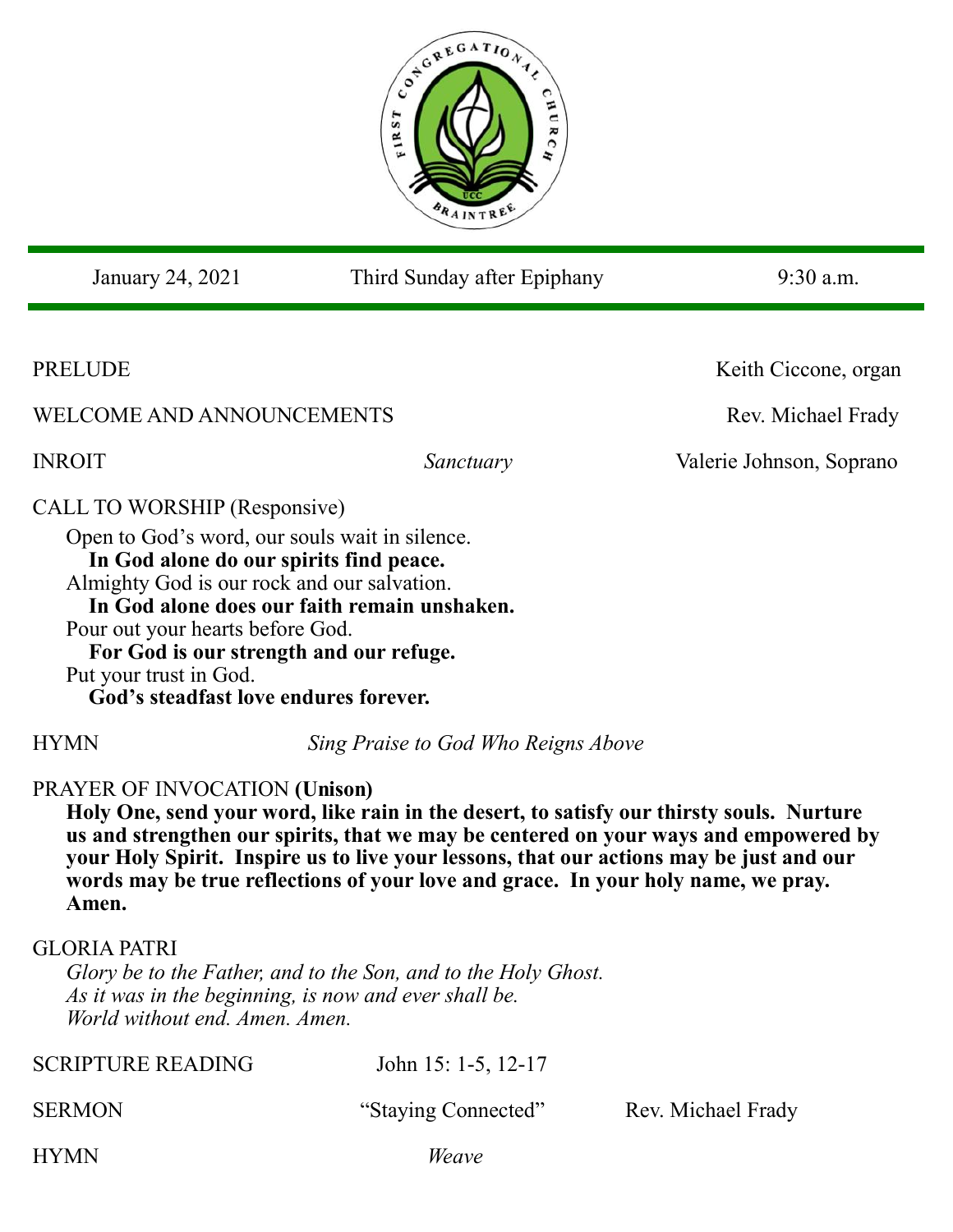January 24, 2021 | Third Sunday after Epiphany | 9:30 a.m.

PRELUDE — Keith Ciccone, organ

WELCOME AND ANNOUNCEMENTS — Rev. Michael Frady

INROIT — *Sanctuary* — Valerie Johnson, Soprano

CALL TO WORSHIP (Responsive)

Open to God's word, our souls wait in silence.
**In God alone do our spirits find peace.**
Almighty God is our rock and our salvation.
**In God alone does our faith remain unshaken.**
Pour out your hearts before God.
**For God is our strength and our refuge.**
Put your trust in God.
**God's steadfast love endures forever.**

HYMN — *Sing Praise to God Who Reigns Above*

PRAYER OF INVOCATION **(Unison)**

**Holy One, send your word, like rain in the desert, to satisfy our thirsty souls. Nurture us and strengthen our spirits, that we may be centered on your ways and empowered by your Holy Spirit. Inspire us to live your lessons, that our actions may be just and our words may be true reflections of your love and grace. In your holy name, we pray. Amen.**

GLORIA PATRI

*Glory be to the Father, and to the Son, and to the Holy Ghost.*
*As it was in the beginning, is now and ever shall be.*
*World without end. Amen. Amen.*

SCRIPTURE READING — John 15: 1-5, 12-17

SERMON — "Staying Connected" — Rev. Michael Frady

HYMN — *Weave*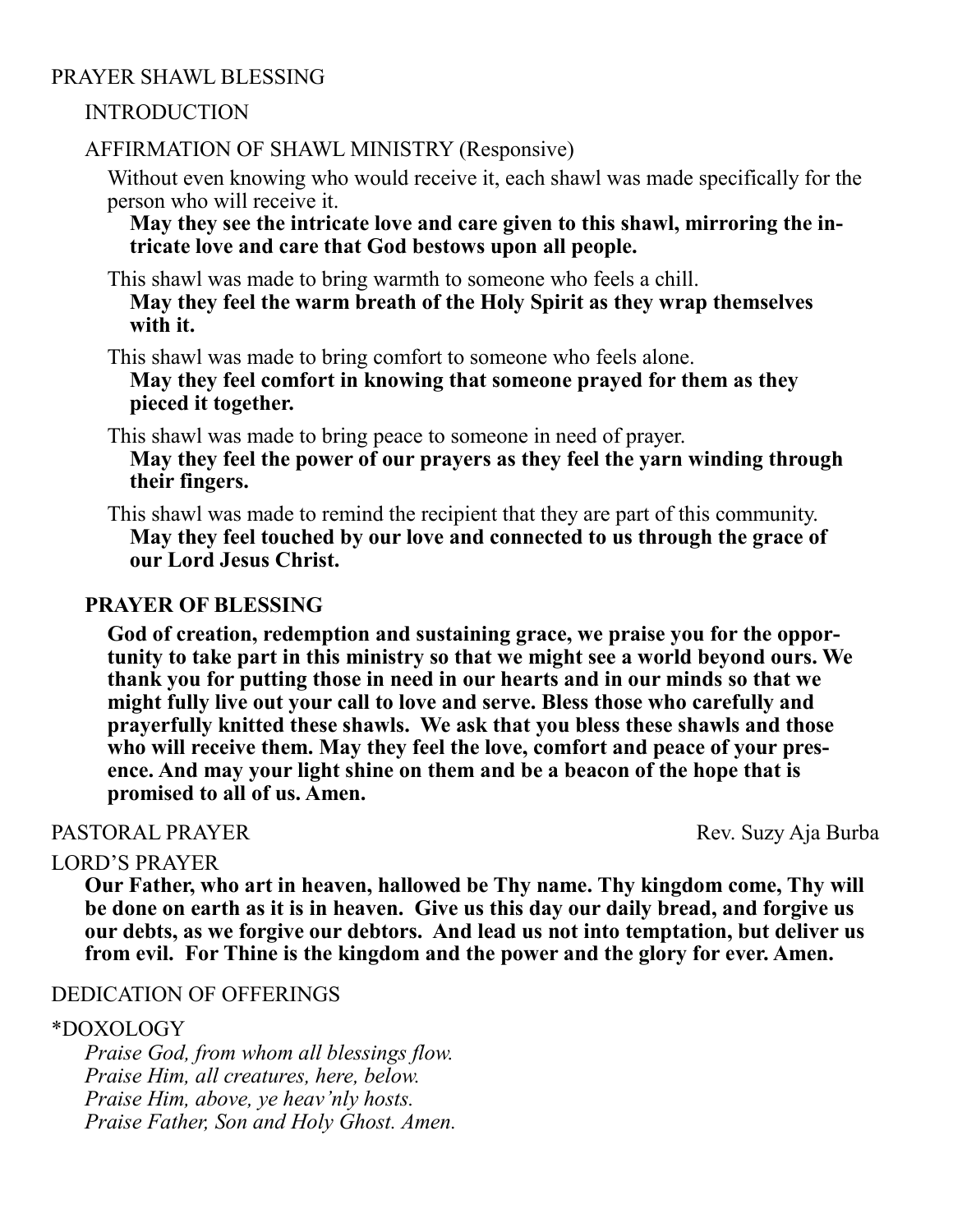## PRAYER SHAWL BLESSING

### INTRODUCTION

### AFFIRMATION OF SHAWL MINISTRY (Responsive)

Without even knowing who would receive it, each shawl was made specifically for the person who will receive it.

**May they see the intricate love and care given to this shawl, mirroring the intricate love and care that God bestows upon all people.**

This shawl was made to bring warmth to someone who feels a chill.

**May they feel the warm breath of the Holy Spirit as they wrap themselves with it.**

This shawl was made to bring comfort to someone who feels alone.

**May they feel comfort in knowing that someone prayed for them as they pieced it together.**

This shawl was made to bring peace to someone in need of prayer.

**May they feel the power of our prayers as they feel the yarn winding through their fingers.**

This shawl was made to remind the recipient that they are part of this community.

**May they feel touched by our love and connected to us through the grace of our Lord Jesus Christ.**

### PRAYER OF BLESSING

**God of creation, redemption and sustaining grace, we praise you for the opportunity to take part in this ministry so that we might see a world beyond ours. We thank you for putting those in need in our hearts and in our minds so that we might fully live out your call to love and serve. Bless those who carefully and prayerfully knitted these shawls. We ask that you bless these shawls and those who will receive them. May they feel the love, comfort and peace of your presence. And may your light shine on them and be a beacon of the hope that is promised to all of us. Amen.**

PASTORAL PRAYER — Rev. Suzy Aja Burba

LORD'S PRAYER

**Our Father, who art in heaven, hallowed be Thy name. Thy kingdom come, Thy will be done on earth as it is in heaven. Give us this day our daily bread, and forgive us our debts, as we forgive our debtors. And lead us not into temptation, but deliver us from evil. For Thine is the kingdom and the power and the glory for ever. Amen.**

DEDICATION OF OFFERINGS

*DOXOLOGY

*Praise God, from whom all blessings flow.*
*Praise Him, all creatures, here, below.*
*Praise Him, above, ye heav'nly hosts.*
*Praise Father, Son and Holy Ghost. Amen.*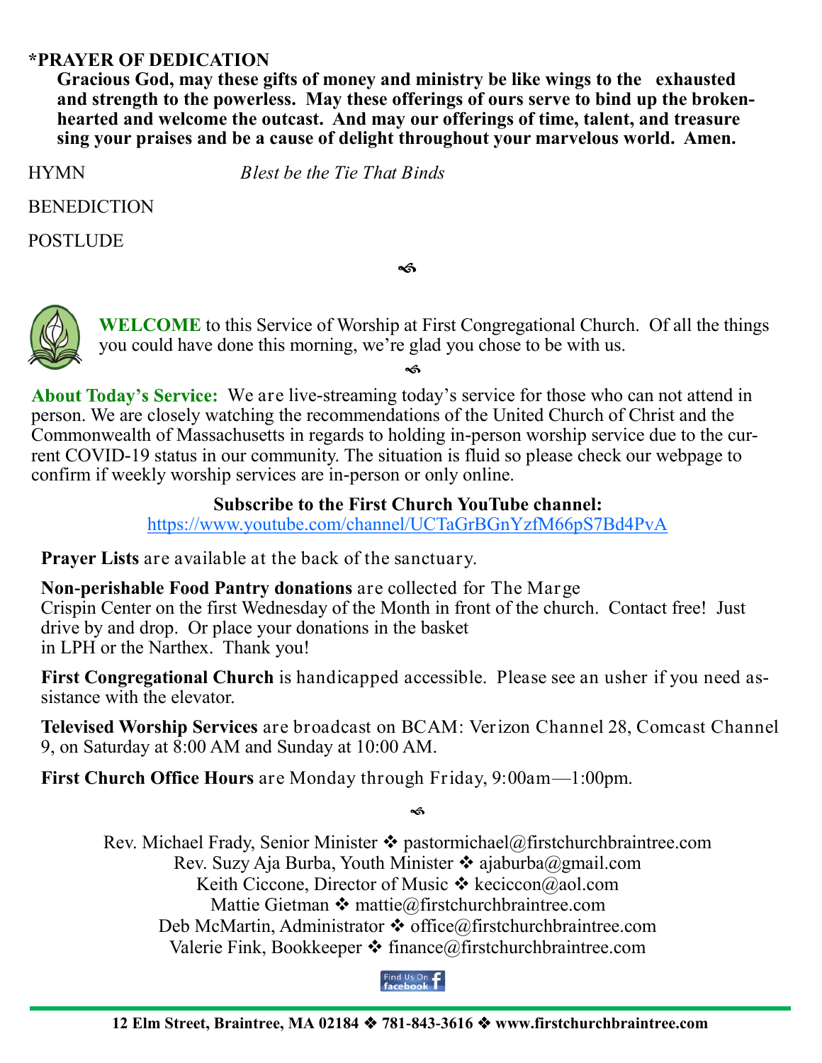**\*PRAYER OF DEDICATION**

**Gracious God, may these gifts of money and ministry be like wings to the exhausted and strength to the powerless. May these offerings of ours serve to bind up the broken-hearted and welcome the outcast. And may our offerings of time, talent, and treasure sing your praises and be a cause of delight throughout your marvelous world. Amen.**

HYMN *Blest be the Tie That Binds*

BENEDICTION

POSTLUDE

**WELCOME** to this Service of Worship at First Congregational Church. Of all the things you could have done this morning, we're glad you chose to be with us.

**About Today's Service:** We are live-streaming today's service for those who can not attend in person. We are closely watching the recommendations of the United Church of Christ and the Commonwealth of Massachusetts in regards to holding in-person worship service due to the current COVID-19 status in our community. The situation is fluid so please check our webpage to confirm if weekly worship services are in-person or only online.

**Subscribe to the First Church YouTube channel:**
https://www.youtube.com/channel/UCTaGrBGnYzfM66pS7Bd4PvA

**Prayer Lists** are available at the back of the sanctuary.

**Non-perishable Food Pantry donations** are collected for The Marge Crispin Center on the first Wednesday of the Month in front of the church. Contact free! Just drive by and drop. Or place your donations in the basket in LPH or the Narthex. Thank you!

**First Congregational Church** is handicapped accessible. Please see an usher if you need assistance with the elevator.

**Televised Worship Services** are broadcast on BCAM: Verizon Channel 28, Comcast Channel 9, on Saturday at 8:00 AM and Sunday at 10:00 AM.

**First Church Office Hours** are Monday through Friday, 9:00am—1:00pm.

Rev. Michael Frady, Senior Minister ❖ pastormichael@firstchurchbraintree.com
Rev. Suzy Aja Burba, Youth Minister ❖ ajaburba@gmail.com
Keith Ciccone, Director of Music ❖ keciccon@aol.com
Mattie Gietman ❖ mattie@firstchurchbraintree.com
Deb McMartin, Administrator ❖ office@firstchurchbraintree.com
Valerie Fink, Bookkeeper ❖ finance@firstchurchbraintree.com

Find Us On facebook

**12 Elm Street, Braintree, MA 02184 ❖ 781-843-3616 ❖ www.firstchurchbraintree.com**